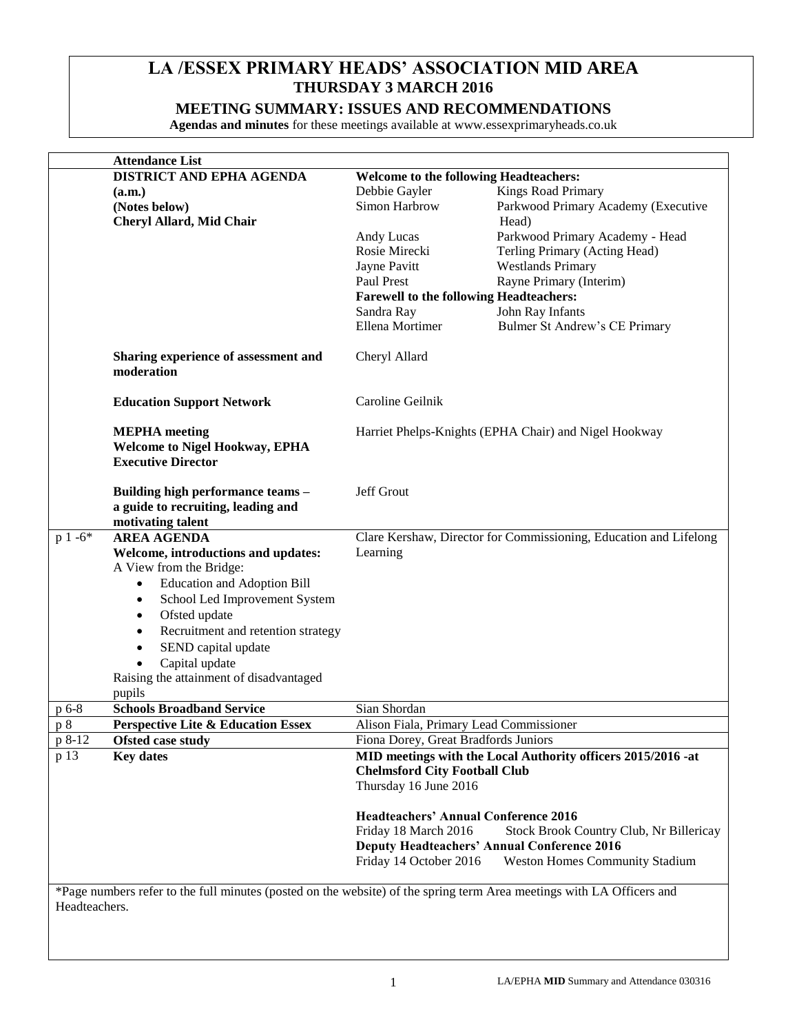# LA /ESSEX PRIMARY HEADS' ASSOCIATION MID AREA

## THURSDAY 3 MARCH 2016

## MEETING SUMMARY: ISSUES AND RECOMMENDATIONS

**Agendas and minutes** for these meetings available at www.essexprimaryheads.co.uk

| | **Attendance List** | | |
|---|---|---|---|
| | **DISTRICT AND EPHA AGENDA (a.m.) (Notes below) Cheryl Allard, Mid Chair** | **Welcome to the following Headteachers:** | |
| | | Debbie Gayler | Kings Road Primary |
| | | Simon Harbrow | Parkwood Primary Academy (Executive Head) |
| | | Andy Lucas | Parkwood Primary Academy - Head |
| | | Rosie Mirecki | Terling Primary (Acting Head) |
| | | Jayne Pavitt | Westlands Primary |
| | | Paul Prest | Rayne Primary (Interim) |
| | | **Farewell to the following Headteachers:** | |
| | | Sandra Ray | John Ray Infants |
| | | Ellena Mortimer | Bulmer St Andrew's CE Primary |
| | **Sharing experience of assessment and moderation** | Cheryl Allard | |
| | **Education Support Network** | Caroline Geilnik | |
| | **MEPHA meeting** **Welcome to Nigel Hookway, EPHA Executive Director** | Harriet Phelps-Knights (EPHA Chair) and Nigel Hookway | |
| | **Building high performance teams – a guide to recruiting, leading and motivating talent** | Jeff Grout | |
| p 1 -6* | **AREA AGENDA** **Welcome, introductions and updates:** A View from the Bridge: • Education and Adoption Bill • School Led Improvement System • Ofsted update • Recruitment and retention strategy • SEND capital update • Capital update Raising the attainment of disadvantaged pupils | Clare Kershaw, Director for Commissioning, Education and Lifelong Learning | |
| p 6-8 | **Schools Broadband Service** | Sian Shordan | |
| p 8 | **Perspective Lite & Education Essex** | Alison Fiala, Primary Lead Commissioner | |
| p 8-12 | **Ofsted case study** | Fiona Dorey, Great Bradfords Juniors | |
| p 13 | **Key dates** | **MID meetings with the Local Authority officers 2015/2016 -at Chelmsford City Football Club** Thursday 16 June 2016 **Headteachers' Annual Conference 2016** Friday 18 March 2016 Stock Brook Country Club, Nr Billericay **Deputy Headteachers' Annual Conference 2016** Friday 14 October 2016 Weston Homes Community Stadium | |

*Page numbers refer to the full minutes (posted on the website) of the spring term Area meetings with LA Officers and Headteachers.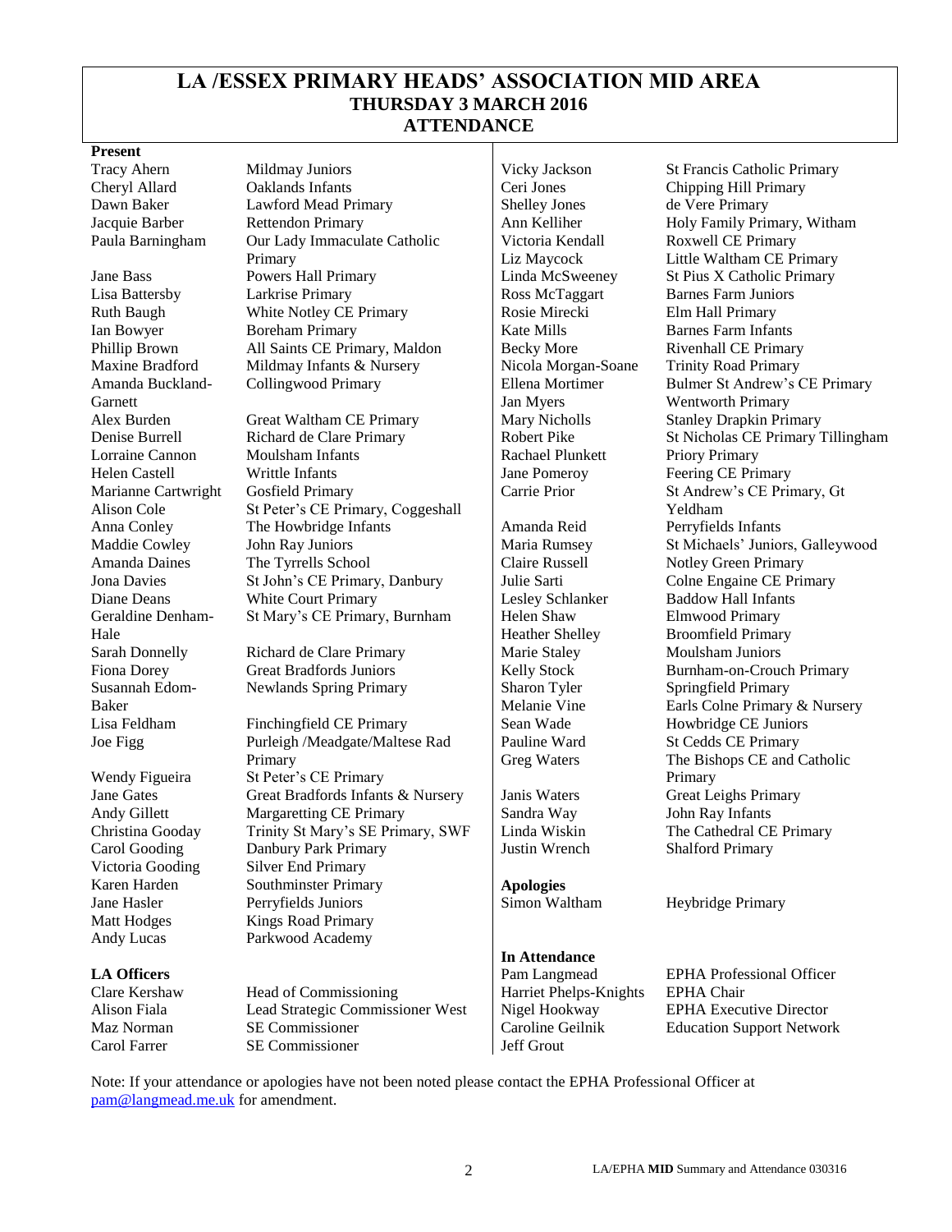# LA /ESSEX PRIMARY HEADS' ASSOCIATION MID AREA
## THURSDAY 3 MARCH 2016
## ATTENDANCE

**Present**

| Name | School |
|---|---|
| Tracy Ahern | Mildmay Juniors |
| Cheryl Allard | Oaklands Infants |
| Dawn Baker | Lawford Mead Primary |
| Jacquie Barber | Rettendon Primary |
| Paula Barningham | Our Lady Immaculate Catholic Primary |
| Jane Bass | Powers Hall Primary |
| Lisa Battersby | Larkrise Primary |
| Ruth Baugh | White Notley CE Primary |
| Ian Bowyer | Boreham Primary |
| Phillip Brown | All Saints CE Primary, Maldon |
| Maxine Bradford | Mildmay Infants & Nursery |
| Amanda Buckland-Garnett | Collingwood Primary |
| Alex Burden | Great Waltham CE Primary |
| Denise Burrell | Richard de Clare Primary |
| Lorraine Cannon | Moulsham Infants |
| Helen Castell | Writtle Infants |
| Marianne Cartwright | Gosfield Primary |
| Alison Cole | St Peter's CE Primary, Coggeshall |
| Anna Conley | The Howbridge Infants |
| Maddie Cowley | John Ray Juniors |
| Amanda Daines | The Tyrrells School |
| Jona Davies | St John's CE Primary, Danbury |
| Diane Deans | White Court Primary |
| Geraldine Denham-Hale | St Mary's CE Primary, Burnham |
| Sarah Donnelly | Richard de Clare Primary |
| Fiona Dorey | Great Bradfords Juniors |
| Susannah Edom-Baker | Newlands Spring Primary |
| Lisa Feldham | Finchingfield CE Primary |
| Joe Figg | Purleigh /Meadgate/Maltese Rad Primary |
| Wendy Figueira | St Peter's CE Primary |
| Jane Gates | Great Bradfords Infants & Nursery |
| Andy Gillett | Margaretting CE Primary |
| Christina Gooday | Trinity St Mary's SE Primary, SWF |
| Carol Gooding | Danbury Park Primary |
| Victoria Gooding | Silver End Primary |
| Karen Harden | Southminster Primary |
| Jane Hasler | Perryfields Juniors |
| Matt Hodges | Kings Road Primary |
| Andy Lucas | Parkwood Academy |
| Vicky Jackson | St Francis Catholic Primary |
| Ceri Jones | Chipping Hill Primary |
| Shelley Jones | de Vere Primary |
| Ann Kelliher | Holy Family Primary, Witham |
| Victoria Kendall | Roxwell CE Primary |
| Liz Maycock | Little Waltham CE Primary |
| Linda McSweeney | St Pius X Catholic Primary |
| Ross McTaggart | Barnes Farm Juniors |
| Rosie Mirecki | Elm Hall Primary |
| Kate Mills | Barnes Farm Infants |
| Becky More | Rivenhall CE Primary |
| Nicola Morgan-Soane | Trinity Road Primary |
| Ellena Mortimer | Bulmer St Andrew's CE Primary |
| Jan Myers | Wentworth Primary |
| Mary Nicholls | Stanley Drapkin Primary |
| Robert Pike | St Nicholas CE Primary Tillingham |
| Rachael Plunkett | Priory Primary |
| Jane Pomeroy | Feering CE Primary |
| Carrie Prior | St Andrew's CE Primary, Gt Yeldham |
| Amanda Reid | Perryfields Infants |
| Maria Rumsey | St Michaels' Juniors, Galleywood |
| Claire Russell | Notley Green Primary |
| Julie Sarti | Colne Engaine CE Primary |
| Lesley Schlanker | Baddow Hall Infants |
| Helen Shaw | Elmwood Primary |
| Heather Shelley | Broomfield Primary |
| Marie Staley | Moulsham Juniors |
| Kelly Stock | Burnham-on-Crouch Primary |
| Sharon Tyler | Springfield Primary |
| Melanie Vine | Earls Colne Primary & Nursery |
| Sean Wade | Howbridge CE Juniors |
| Pauline Ward | St Cedds CE Primary |
| Greg Waters | The Bishops CE and Catholic Primary |
| Janis Waters | Great Leighs Primary |
| Sandra Way | John Ray Infants |
| Linda Wiskin | The Cathedral CE Primary |
| Justin Wrench | Shalford Primary |

**LA Officers**

| Name | Role |
|---|---|
| Clare Kershaw | Head of Commissioning |
| Alison Fiala | Lead Strategic Commissioner West |
| Maz Norman | SE Commissioner |
| Carol Farrer | SE Commissioner |

**Apologies**

| Name | School |
|---|---|
| Simon Waltham | Heybridge Primary |

**In Attendance**

| Name | Role |
|---|---|
| Pam Langmead | EPHA Professional Officer |
| Harriet Phelps-Knights | EPHA Chair |
| Nigel Hookway | EPHA Executive Director |
| Caroline Geilnik | Education Support Network |
| Jeff Grout | |

Note: If your attendance or apologies have not been noted please contact the EPHA Professional Officer at pam@langmead.me.uk for amendment.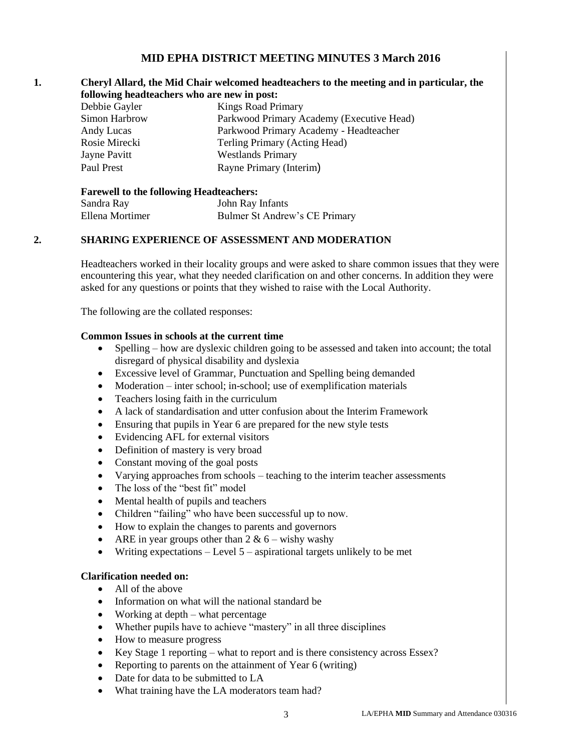# MID EPHA DISTRICT MEETING MINUTES 3 March 2016

**1. Cheryl Allard, the Mid Chair welcomed headteachers to the meeting and in particular, the following headteachers who are new in post:**

| | |
|---|---|
| Debbie Gayler | Kings Road Primary |
| Simon Harbrow | Parkwood Primary Academy (Executive Head) |
| Andy Lucas | Parkwood Primary Academy - Headteacher |
| Rosie Mirecki | Terling Primary (Acting Head) |
| Jayne Pavitt | Westlands Primary |
| Paul Prest | Rayne Primary (Interim) |

**Farewell to the following Headteachers:**

| | |
|---|---|
| Sandra Ray | John Ray Infants |
| Ellena Mortimer | Bulmer St Andrew's CE Primary |

**2. SHARING EXPERIENCE OF ASSESSMENT AND MODERATION**

Headteachers worked in their locality groups and were asked to share common issues that they were encountering this year, what they needed clarification on and other concerns. In addition they were asked for any questions or points that they wished to raise with the Local Authority.

The following are the collated responses:

**Common Issues in schools at the current time**

- Spelling – how are dyslexic children going to be assessed and taken into account; the total disregard of physical disability and dyslexia
- Excessive level of Grammar, Punctuation and Spelling being demanded
- Moderation – inter school; in-school; use of exemplification materials
- Teachers losing faith in the curriculum
- A lack of standardisation and utter confusion about the Interim Framework
- Ensuring that pupils in Year 6 are prepared for the new style tests
- Evidencing AFL for external visitors
- Definition of mastery is very broad
- Constant moving of the goal posts
- Varying approaches from schools – teaching to the interim teacher assessments
- The loss of the "best fit" model
- Mental health of pupils and teachers
- Children "failing" who have been successful up to now.
- How to explain the changes to parents and governors
- ARE in year groups other than 2 & 6 – wishy washy
- Writing expectations – Level 5 – aspirational targets unlikely to be met

**Clarification needed on:**

- All of the above
- Information on what will the national standard be
- Working at depth – what percentage
- Whether pupils have to achieve "mastery" in all three disciplines
- How to measure progress
- Key Stage 1 reporting – what to report and is there consistency across Essex?
- Reporting to parents on the attainment of Year 6 (writing)
- Date for data to be submitted to LA
- What training have the LA moderators team had?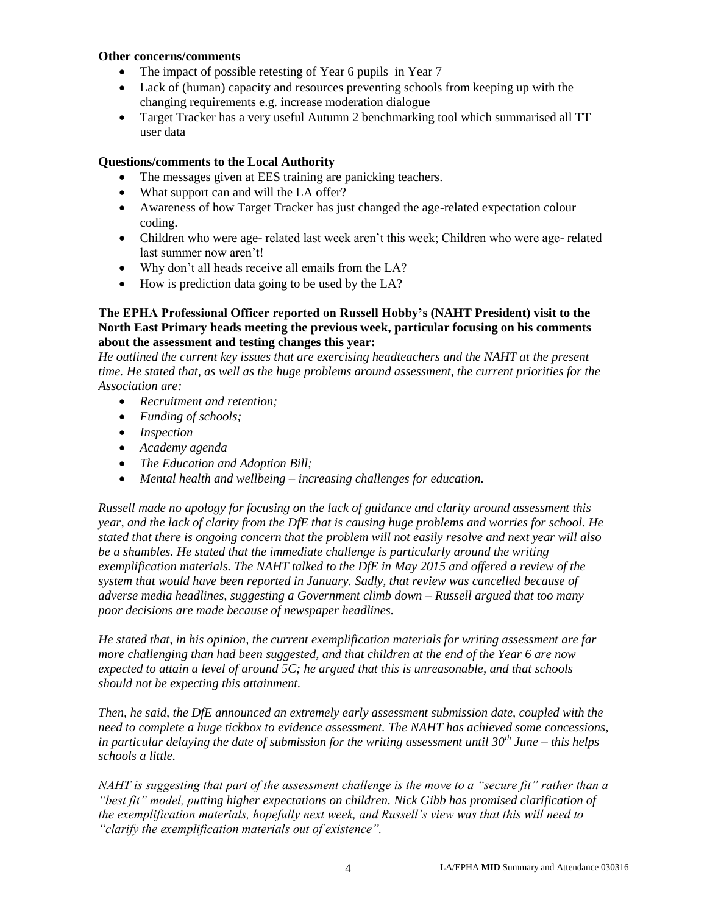**Other concerns/comments**

- The impact of possible retesting of Year 6 pupils in Year 7
- Lack of (human) capacity and resources preventing schools from keeping up with the changing requirements e.g. increase moderation dialogue
- Target Tracker has a very useful Autumn 2 benchmarking tool which summarised all TT user data

**Questions/comments to the Local Authority**

- The messages given at EES training are panicking teachers.
- What support can and will the LA offer?
- Awareness of how Target Tracker has just changed the age-related expectation colour coding.
- Children who were age- related last week aren't this week; Children who were age- related last summer now aren't!
- Why don't all heads receive all emails from the LA?
- How is prediction data going to be used by the LA?

**The EPHA Professional Officer reported on Russell Hobby's (NAHT President) visit to the North East Primary heads meeting the previous week, particular focusing on his comments about the assessment and testing changes this year:**

*He outlined the current key issues that are exercising headteachers and the NAHT at the present time. He stated that, as well as the huge problems around assessment, the current priorities for the Association are:*

- *Recruitment and retention;*
- *Funding of schools;*
- *Inspection*
- *Academy agenda*
- *The Education and Adoption Bill;*
- *Mental health and wellbeing – increasing challenges for education.*

*Russell made no apology for focusing on the lack of guidance and clarity around assessment this year, and the lack of clarity from the DfE that is causing huge problems and worries for school. He stated that there is ongoing concern that the problem will not easily resolve and next year will also be a shambles. He stated that the immediate challenge is particularly around the writing exemplification materials. The NAHT talked to the DfE in May 2015 and offered a review of the system that would have been reported in January. Sadly, that review was cancelled because of adverse media headlines, suggesting a Government climb down – Russell argued that too many poor decisions are made because of newspaper headlines.*

*He stated that, in his opinion, the current exemplification materials for writing assessment are far more challenging than had been suggested, and that children at the end of the Year 6 are now expected to attain a level of around 5C; he argued that this is unreasonable, and that schools should not be expecting this attainment.*

*Then, he said, the DfE announced an extremely early assessment submission date, coupled with the need to complete a huge tickbox to evidence assessment. The NAHT has achieved some concessions, in particular delaying the date of submission for the writing assessment until 30th June – this helps schools a little.*

*NAHT is suggesting that part of the assessment challenge is the move to a "secure fit" rather than a "best fit" model, putting higher expectations on children. Nick Gibb has promised clarification of the exemplification materials, hopefully next week, and Russell's view was that this will need to "clarify the exemplification materials out of existence".*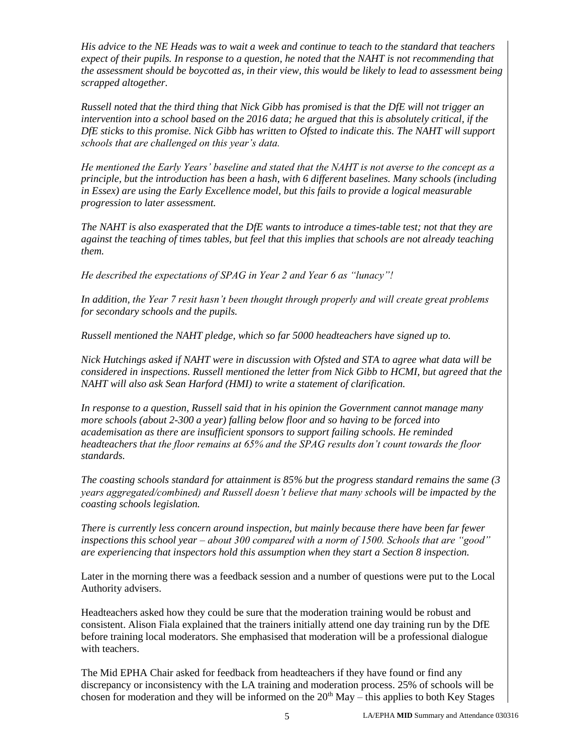*His advice to the NE Heads was to wait a week and continue to teach to the standard that teachers expect of their pupils. In response to a question, he noted that the NAHT is not recommending that the assessment should be boycotted as, in their view, this would be likely to lead to assessment being scrapped altogether.*

*Russell noted that the third thing that Nick Gibb has promised is that the DfE will not trigger an intervention into a school based on the 2016 data; he argued that this is absolutely critical, if the DfE sticks to this promise. Nick Gibb has written to Ofsted to indicate this. The NAHT will support schools that are challenged on this year's data.*

*He mentioned the Early Years' baseline and stated that the NAHT is not averse to the concept as a principle, but the introduction has been a hash, with 6 different baselines. Many schools (including in Essex) are using the Early Excellence model, but this fails to provide a logical measurable progression to later assessment.*

*The NAHT is also exasperated that the DfE wants to introduce a times-table test; not that they are against the teaching of times tables, but feel that this implies that schools are not already teaching them.*

*He described the expectations of SPAG in Year 2 and Year 6 as "lunacy"!*

*In addition, the Year 7 resit hasn't been thought through properly and will create great problems for secondary schools and the pupils.*

*Russell mentioned the NAHT pledge, which so far 5000 headteachers have signed up to.*

*Nick Hutchings asked if NAHT were in discussion with Ofsted and STA to agree what data will be considered in inspections. Russell mentioned the letter from Nick Gibb to HCMI, but agreed that the NAHT will also ask Sean Harford (HMI) to write a statement of clarification.*

*In response to a question, Russell said that in his opinion the Government cannot manage many more schools (about 2-300 a year) falling below floor and so having to be forced into academisation as there are insufficient sponsors to support failing schools. He reminded headteachers that the floor remains at 65% and the SPAG results don't count towards the floor standards.*

*The coasting schools standard for attainment is 85% but the progress standard remains the same (3 years aggregated/combined) and Russell doesn't believe that many schools will be impacted by the coasting schools legislation.*

*There is currently less concern around inspection, but mainly because there have been far fewer inspections this school year – about 300 compared with a norm of 1500. Schools that are "good" are experiencing that inspectors hold this assumption when they start a Section 8 inspection.*

Later in the morning there was a feedback session and a number of questions were put to the Local Authority advisers.

Headteachers asked how they could be sure that the moderation training would be robust and consistent. Alison Fiala explained that the trainers initially attend one day training run by the DfE before training local moderators. She emphasised that moderation will be a professional dialogue with teachers.

The Mid EPHA Chair asked for feedback from headteachers if they have found or find any discrepancy or inconsistency with the LA training and moderation process. 25% of schools will be chosen for moderation and they will be informed on the 20th May – this applies to both Key Stages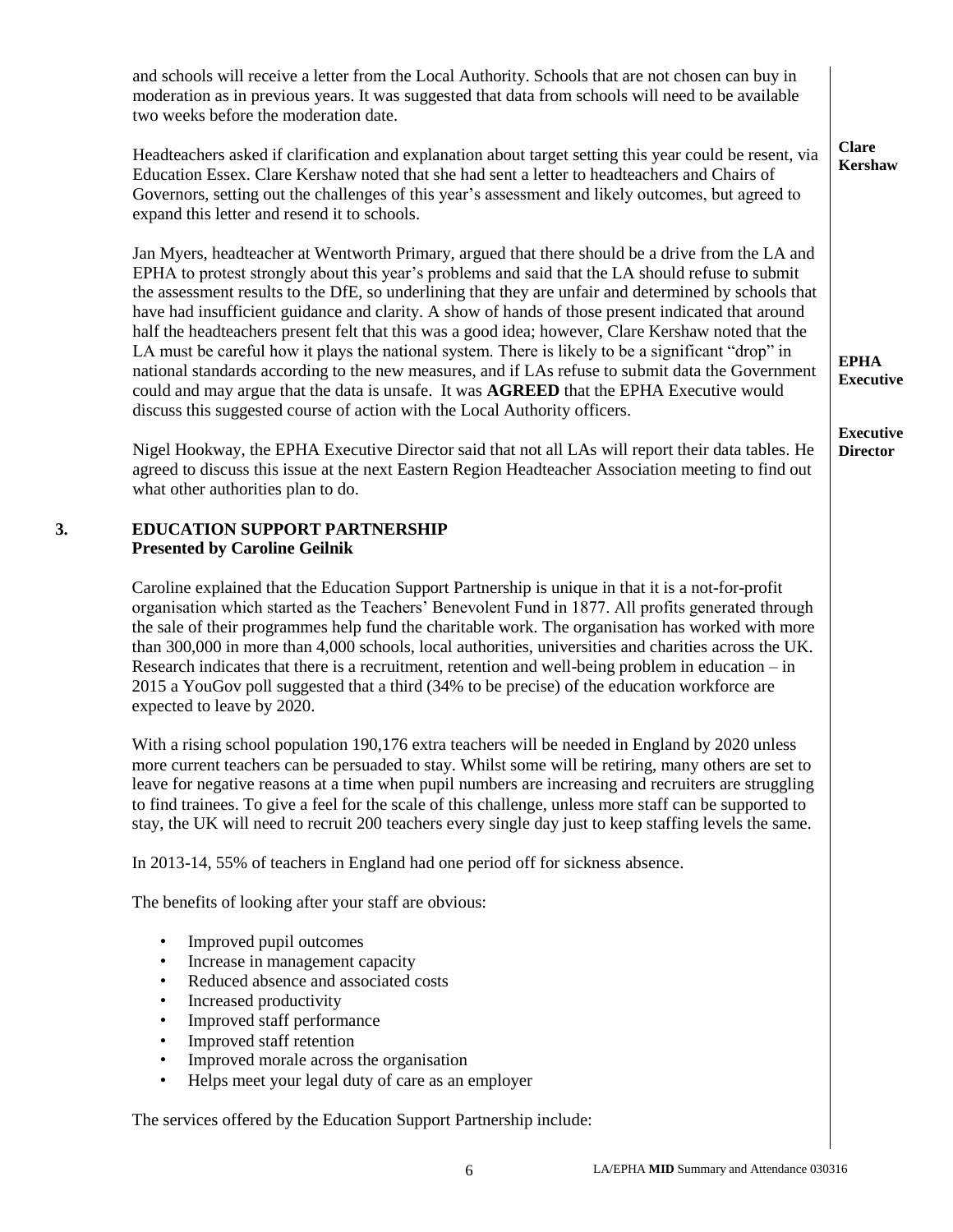and schools will receive a letter from the Local Authority. Schools that are not chosen can buy in moderation as in previous years. It was suggested that data from schools will need to be available two weeks before the moderation date.

Headteachers asked if clarification and explanation about target setting this year could be resent, via Education Essex. Clare Kershaw noted that she had sent a letter to headteachers and Chairs of Governors, setting out the challenges of this year's assessment and likely outcomes, but agreed to expand this letter and resend it to schools. **Clare Kershaw**

Jan Myers, headteacher at Wentworth Primary, argued that there should be a drive from the LA and EPHA to protest strongly about this year's problems and said that the LA should refuse to submit the assessment results to the DfE, so underlining that they are unfair and determined by schools that have had insufficient guidance and clarity. A show of hands of those present indicated that around half the headteachers present felt that this was a good idea; however, Clare Kershaw noted that the LA must be careful how it plays the national system. There is likely to be a significant "drop" in national standards according to the new measures, and if LAs refuse to submit data the Government could and may argue that the data is unsafe. It was **AGREED** that the EPHA Executive would discuss this suggested course of action with the Local Authority officers. **EPHA Executive**

Nigel Hookway, the EPHA Executive Director said that not all LAs will report their data tables. He agreed to discuss this issue at the next Eastern Region Headteacher Association meeting to find out what other authorities plan to do. **Executive Director**

## 3. EDUCATION SUPPORT PARTNERSHIP
**Presented by Caroline Geilnik**

Caroline explained that the Education Support Partnership is unique in that it is a not-for-profit organisation which started as the Teachers' Benevolent Fund in 1877. All profits generated through the sale of their programmes help fund the charitable work. The organisation has worked with more than 300,000 in more than 4,000 schools, local authorities, universities and charities across the UK. Research indicates that there is a recruitment, retention and well-being problem in education – in 2015 a YouGov poll suggested that a third (34% to be precise) of the education workforce are expected to leave by 2020.

With a rising school population 190,176 extra teachers will be needed in England by 2020 unless more current teachers can be persuaded to stay. Whilst some will be retiring, many others are set to leave for negative reasons at a time when pupil numbers are increasing and recruiters are struggling to find trainees. To give a feel for the scale of this challenge, unless more staff can be supported to stay, the UK will need to recruit 200 teachers every single day just to keep staffing levels the same.

In 2013-14, 55% of teachers in England had one period off for sickness absence.

The benefits of looking after your staff are obvious:

- Improved pupil outcomes
- Increase in management capacity
- Reduced absence and associated costs
- Increased productivity
- Improved staff performance
- Improved staff retention
- Improved morale across the organisation
- Helps meet your legal duty of care as an employer

The services offered by the Education Support Partnership include: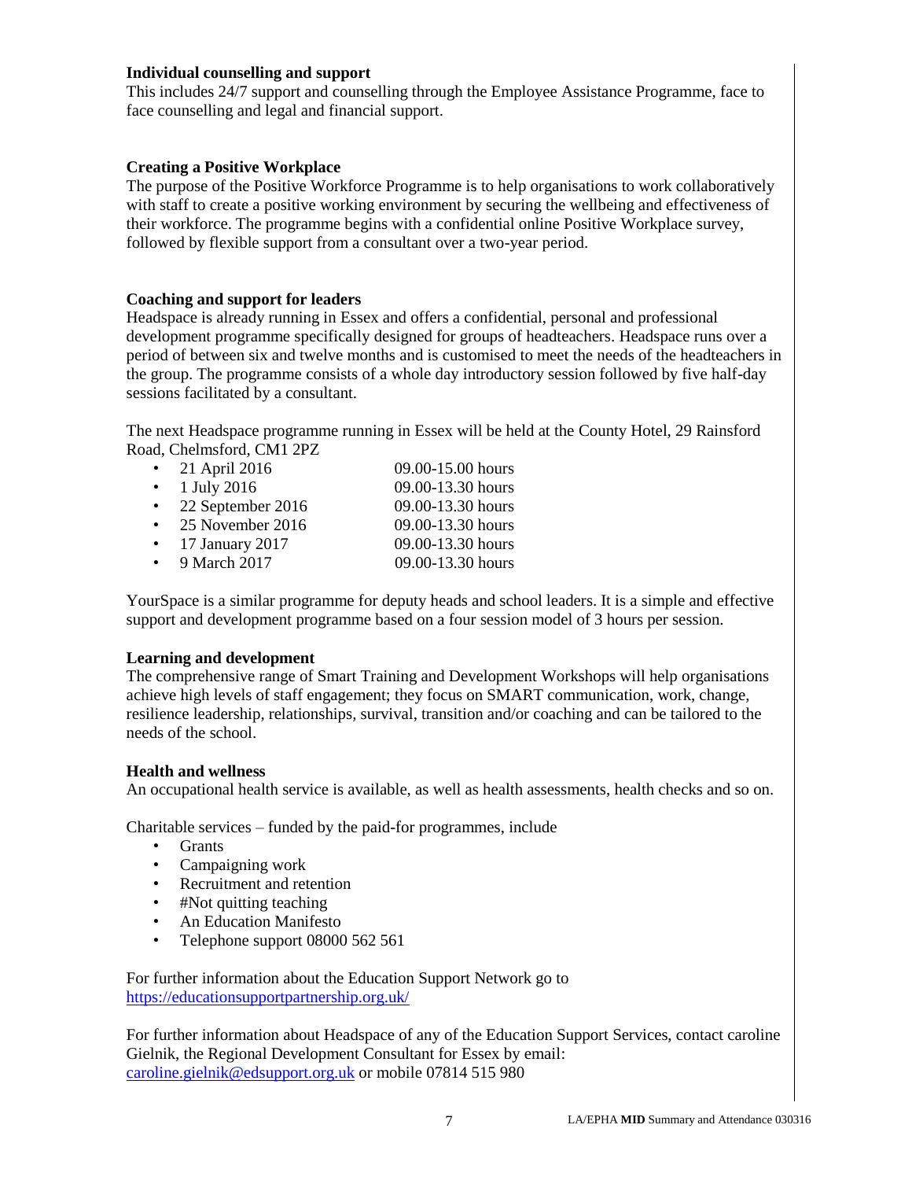**Individual counselling and support**
This includes 24/7 support and counselling through the Employee Assistance Programme, face to face counselling and legal and financial support.

**Creating a Positive Workplace**
The purpose of the Positive Workforce Programme is to help organisations to work collaboratively with staff to create a positive working environment by securing the wellbeing and effectiveness of their workforce. The programme begins with a confidential online Positive Workplace survey, followed by flexible support from a consultant over a two-year period.

**Coaching and support for leaders**
Headspace is already running in Essex and offers a confidential, personal and professional development programme specifically designed for groups of headteachers. Headspace runs over a period of between six and twelve months and is customised to meet the needs of the headteachers in the group. The programme consists of a whole day introductory session followed by five half-day sessions facilitated by a consultant.

The next Headspace programme running in Essex will be held at the County Hotel, 29 Rainsford Road, Chelmsford, CM1 2PZ

- 21 April 2016 — 09.00-15.00 hours
- 1 July 2016 — 09.00-13.30 hours
- 22 September 2016 — 09.00-13.30 hours
- 25 November 2016 — 09.00-13.30 hours
- 17 January 2017 — 09.00-13.30 hours
- 9 March 2017 — 09.00-13.30 hours

YourSpace is a similar programme for deputy heads and school leaders. It is a simple and effective support and development programme based on a four session model of 3 hours per session.

**Learning and development**
The comprehensive range of Smart Training and Development Workshops will help organisations achieve high levels of staff engagement; they focus on SMART communication, work, change, resilience leadership, relationships, survival, transition and/or coaching and can be tailored to the needs of the school.

**Health and wellness**
An occupational health service is available, as well as health assessments, health checks and so on.

Charitable services – funded by the paid-for programmes, include

- Grants
- Campaigning work
- Recruitment and retention
- #Not quitting teaching
- An Education Manifesto
- Telephone support 08000 562 561

For further information about the Education Support Network go to https://educationsupportpartnership.org.uk/

For further information about Headspace of any of the Education Support Services, contact caroline Gielnik, the Regional Development Consultant for Essex by email: caroline.gielnik@edsupport.org.uk or mobile 07814 515 980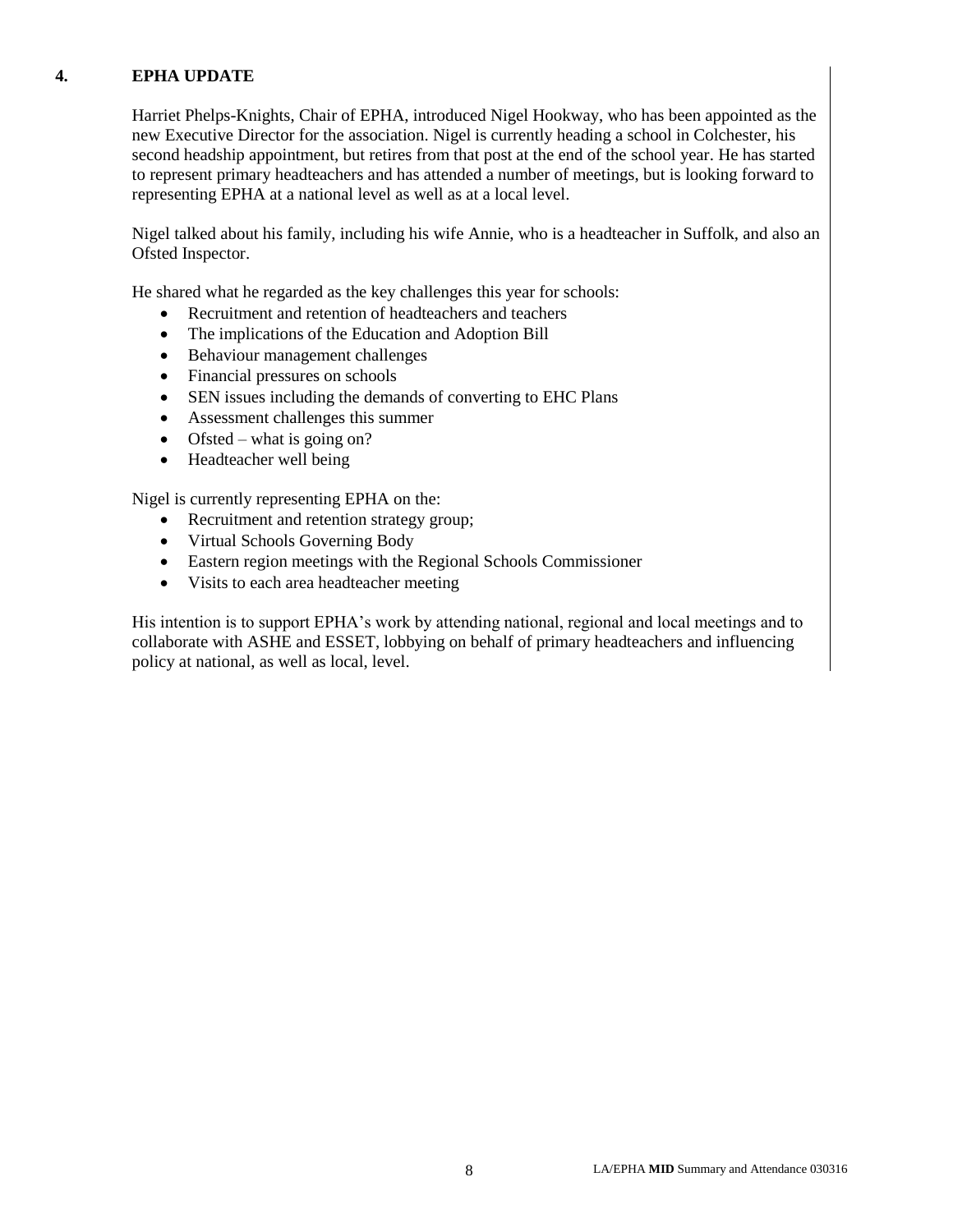## 4. EPHA UPDATE

Harriet Phelps-Knights, Chair of EPHA, introduced Nigel Hookway, who has been appointed as the new Executive Director for the association. Nigel is currently heading a school in Colchester, his second headship appointment, but retires from that post at the end of the school year. He has started to represent primary headteachers and has attended a number of meetings, but is looking forward to representing EPHA at a national level as well as at a local level.

Nigel talked about his family, including his wife Annie, who is a headteacher in Suffolk, and also an Ofsted Inspector.

He shared what he regarded as the key challenges this year for schools:

- Recruitment and retention of headteachers and teachers
- The implications of the Education and Adoption Bill
- Behaviour management challenges
- Financial pressures on schools
- SEN issues including the demands of converting to EHC Plans
- Assessment challenges this summer
- Ofsted – what is going on?
- Headteacher well being

Nigel is currently representing EPHA on the:

- Recruitment and retention strategy group;
- Virtual Schools Governing Body
- Eastern region meetings with the Regional Schools Commissioner
- Visits to each area headteacher meeting

His intention is to support EPHA's work by attending national, regional and local meetings and to collaborate with ASHE and ESSET, lobbying on behalf of primary headteachers and influencing policy at national, as well as local, level.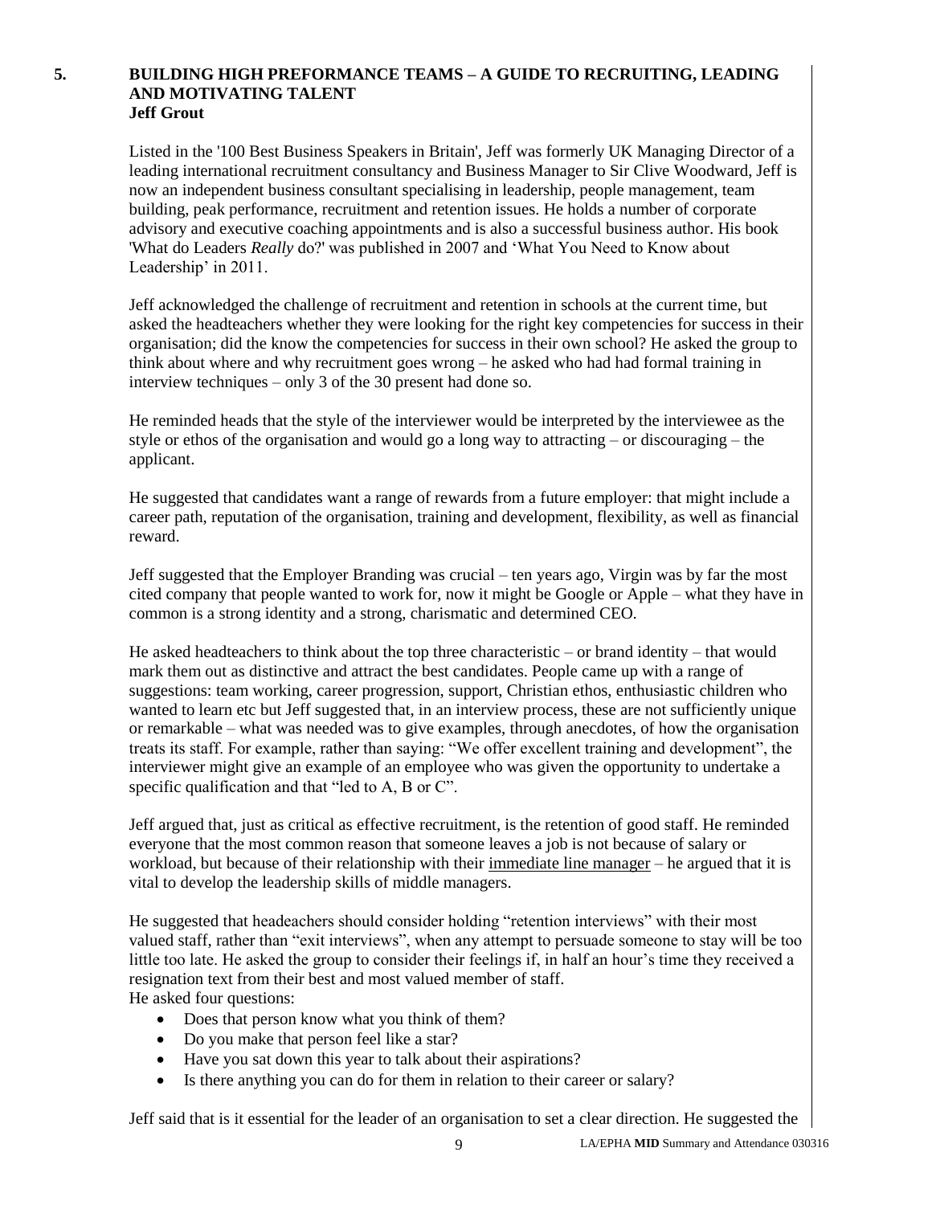## 5. BUILDING HIGH PREFORMANCE TEAMS – A GUIDE TO RECRUITING, LEADING AND MOTIVATING TALENT

**Jeff Grout**

Listed in the '100 Best Business Speakers in Britain', Jeff was formerly UK Managing Director of a leading international recruitment consultancy and Business Manager to Sir Clive Woodward, Jeff is now an independent business consultant specialising in leadership, people management, team building, peak performance, recruitment and retention issues. He holds a number of corporate advisory and executive coaching appointments and is also a successful business author. His book 'What do Leaders *Really* do?' was published in 2007 and 'What You Need to Know about Leadership' in 2011.

Jeff acknowledged the challenge of recruitment and retention in schools at the current time, but asked the headteachers whether they were looking for the right key competencies for success in their organisation; did the know the competencies for success in their own school? He asked the group to think about where and why recruitment goes wrong – he asked who had had formal training in interview techniques – only 3 of the 30 present had done so.

He reminded heads that the style of the interviewer would be interpreted by the interviewee as the style or ethos of the organisation and would go a long way to attracting – or discouraging – the applicant.

He suggested that candidates want a range of rewards from a future employer: that might include a career path, reputation of the organisation, training and development, flexibility, as well as financial reward.

Jeff suggested that the Employer Branding was crucial – ten years ago, Virgin was by far the most cited company that people wanted to work for, now it might be Google or Apple – what they have in common is a strong identity and a strong, charismatic and determined CEO.

He asked headteachers to think about the top three characteristic – or brand identity – that would mark them out as distinctive and attract the best candidates. People came up with a range of suggestions: team working, career progression, support, Christian ethos, enthusiastic children who wanted to learn etc but Jeff suggested that, in an interview process, these are not sufficiently unique or remarkable – what was needed was to give examples, through anecdotes, of how the organisation treats its staff. For example, rather than saying: "We offer excellent training and development", the interviewer might give an example of an employee who was given the opportunity to undertake a specific qualification and that "led to A, B or C".

Jeff argued that, just as critical as effective recruitment, is the retention of good staff. He reminded everyone that the most common reason that someone leaves a job is not because of salary or workload, but because of their relationship with their <u>immediate line manager</u> – he argued that it is vital to develop the leadership skills of middle managers.

He suggested that headeachers should consider holding "retention interviews" with their most valued staff, rather than "exit interviews", when any attempt to persuade someone to stay will be too little too late. He asked the group to consider their feelings if, in half an hour's time they received a resignation text from their best and most valued member of staff.
He asked four questions:

- Does that person know what you think of them?
- Do you make that person feel like a star?
- Have you sat down this year to talk about their aspirations?
- Is there anything you can do for them in relation to their career or salary?

Jeff said that is it essential for the leader of an organisation to set a clear direction. He suggested the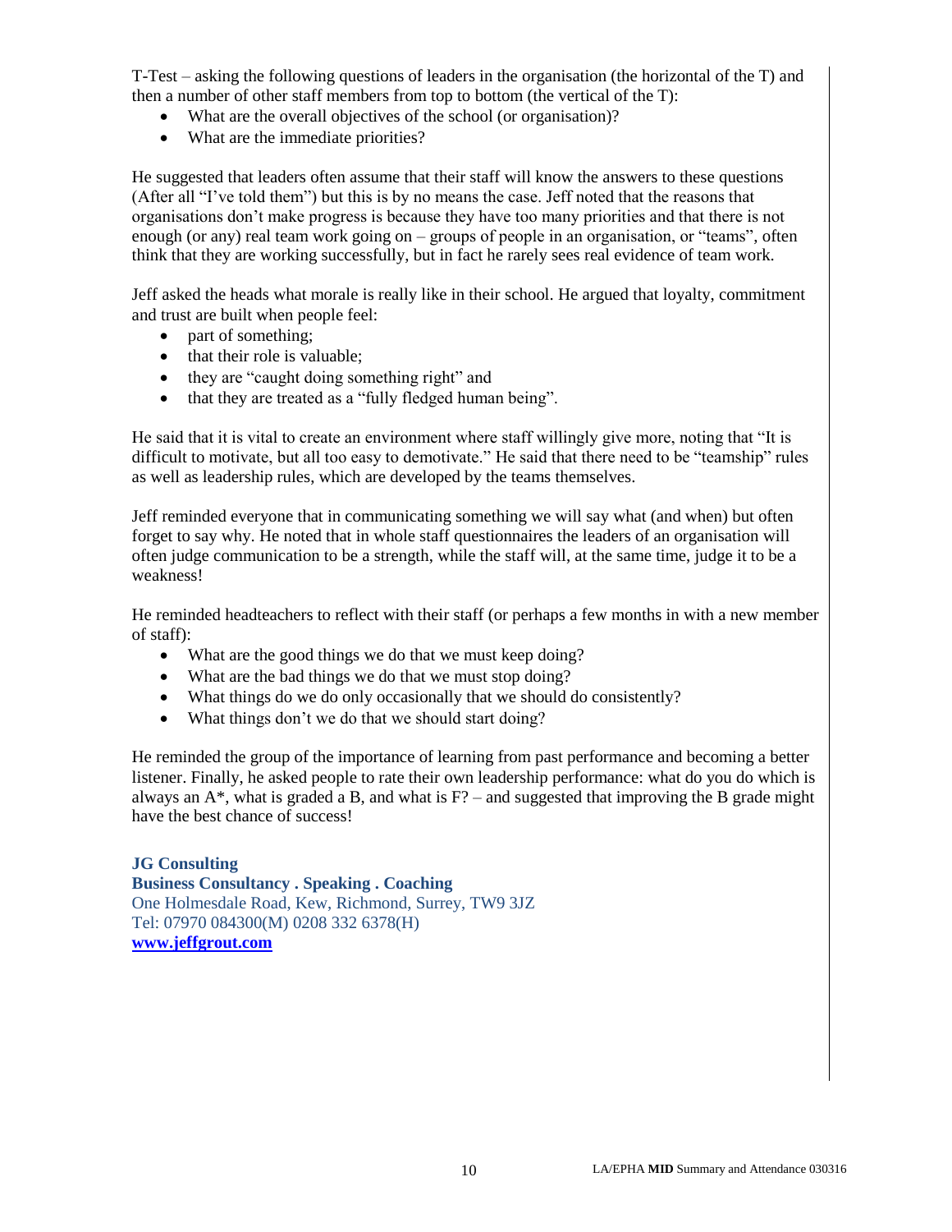T-Test – asking the following questions of leaders in the organisation (the horizontal of the T) and then a number of other staff members from top to bottom (the vertical of the T):

- What are the overall objectives of the school (or organisation)?
- What are the immediate priorities?

He suggested that leaders often assume that their staff will know the answers to these questions (After all "I've told them") but this is by no means the case. Jeff noted that the reasons that organisations don't make progress is because they have too many priorities and that there is not enough (or any) real team work going on – groups of people in an organisation, or "teams", often think that they are working successfully, but in fact he rarely sees real evidence of team work.

Jeff asked the heads what morale is really like in their school. He argued that loyalty, commitment and trust are built when people feel:

- part of something;
- that their role is valuable;
- they are "caught doing something right" and
- that they are treated as a "fully fledged human being".

He said that it is vital to create an environment where staff willingly give more, noting that "It is difficult to motivate, but all too easy to demotivate." He said that there need to be "teamship" rules as well as leadership rules, which are developed by the teams themselves.

Jeff reminded everyone that in communicating something we will say what (and when) but often forget to say why. He noted that in whole staff questionnaires the leaders of an organisation will often judge communication to be a strength, while the staff will, at the same time, judge it to be a weakness!

He reminded headteachers to reflect with their staff (or perhaps a few months in with a new member of staff):

- What are the good things we do that we must keep doing?
- What are the bad things we do that we must stop doing?
- What things do we do only occasionally that we should do consistently?
- What things don't we do that we should start doing?

He reminded the group of the importance of learning from past performance and becoming a better listener. Finally, he asked people to rate their own leadership performance: what do you do which is always an A*, what is graded a B, and what is F? – and suggested that improving the B grade might have the best chance of success!

**JG Consulting**
**Business Consultancy . Speaking . Coaching**
One Holmesdale Road, Kew, Richmond, Surrey, TW9 3JZ
Tel: 07970 084300(M) 0208 332 6378(H)
**www.jeffgrout.com**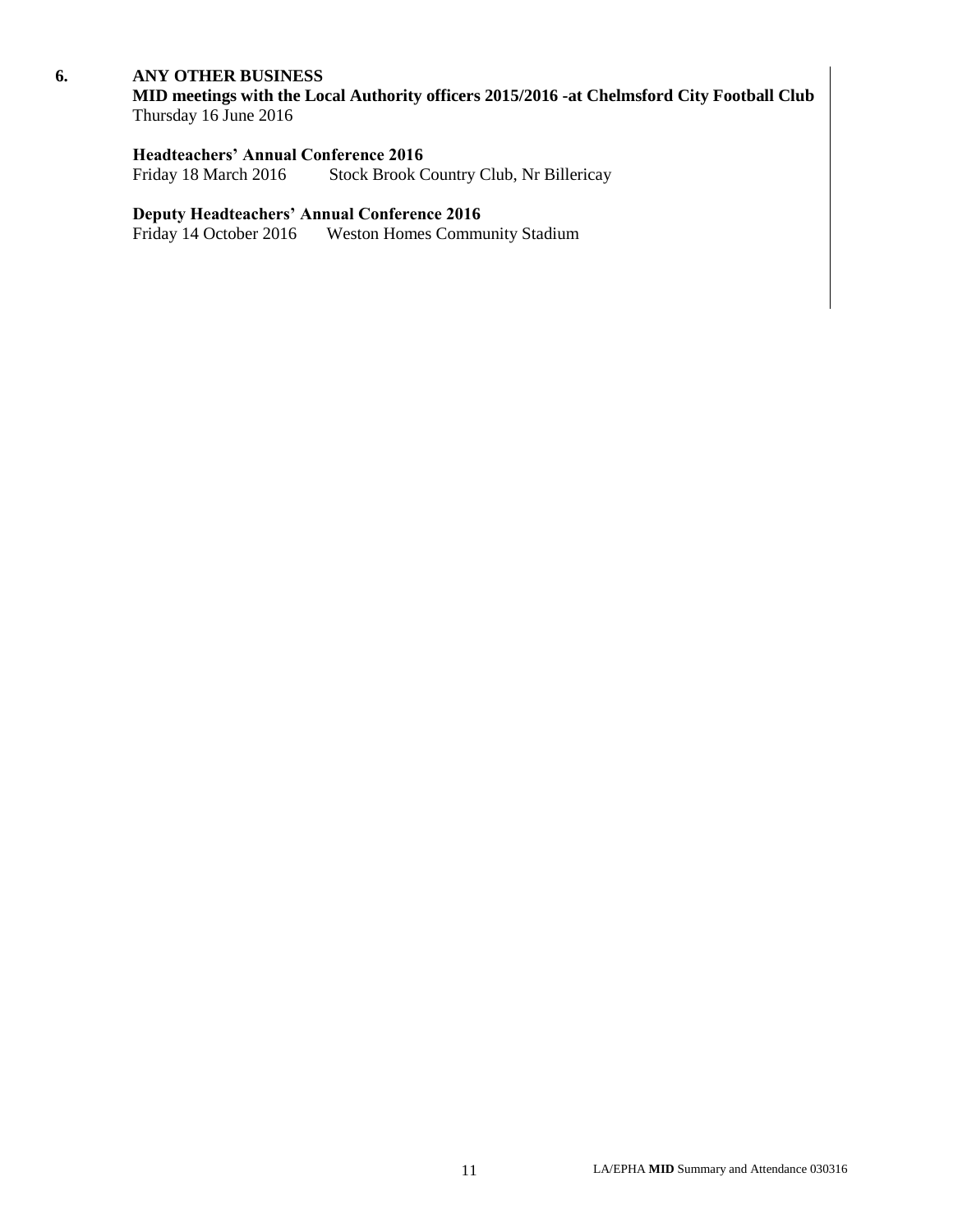## 6. ANY OTHER BUSINESS

**MID meetings with the Local Authority officers 2015/2016 -at Chelmsford City Football Club**

Thursday 16 June 2016

**Headteachers' Annual Conference 2016**

Friday 18 March 2016 Stock Brook Country Club, Nr Billericay

**Deputy Headteachers' Annual Conference 2016**

Friday 14 October 2016 Weston Homes Community Stadium